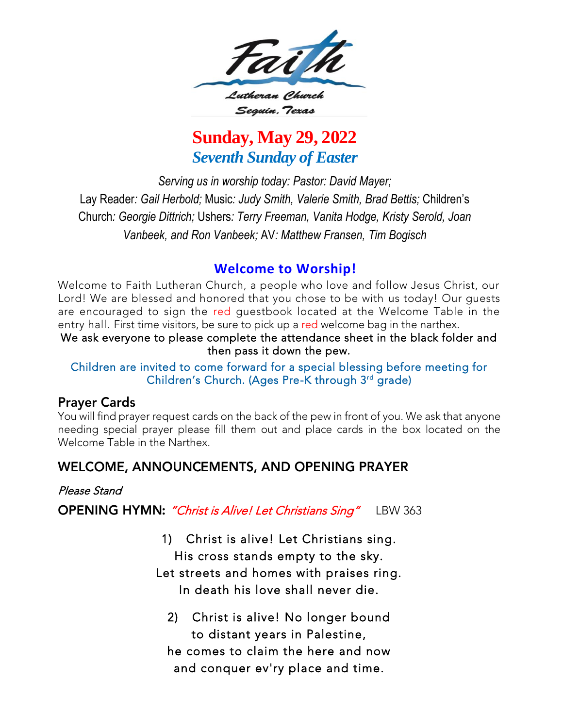Faith

Lutheran Church

Seguin, Texas

# Sunday, May 29, 2022

## *Seventh Sunday of Easter*

*Serving us in worship today: Pastor: David Mayer;*
Lay Reader*: Gail Herbold;* Music*: Judy Smith, Valerie Smith, Brad Bettis;* Children's Church*: Georgie Dittrich;* Ushers*: Terry Freeman, Vanita Hodge, Kristy Serold, Joan Vanbeek, and Ron Vanbeek;* AV*: Matthew Fransen, Tim Bogisch*

## Welcome to Worship!

Welcome to Faith Lutheran Church, a people who love and follow Jesus Christ, our Lord! We are blessed and honored that you chose to be with us today! Our guests are encouraged to sign the red guestbook located at the Welcome Table in the entry hall. First time visitors, be sure to pick up a red welcome bag in the narthex.

We ask everyone to please complete the attendance sheet in the black folder and then pass it down the pew.

Children are invited to come forward for a special blessing before meeting for Children's Church. (Ages Pre-K through 3rd grade)

### Prayer Cards

You will find prayer request cards on the back of the pew in front of you. We ask that anyone needing special prayer please fill them out and place cards in the box located on the Welcome Table in the Narthex.

### WELCOME, ANNOUNCEMENTS, AND OPENING PRAYER

*Please Stand*

**OPENING HYMN:** *"Christ is Alive! Let Christians Sing"* LBW 363

1) Christ is alive! Let Christians sing.
His cross stands empty to the sky.
Let streets and homes with praises ring.
In death his love shall never die.

2) Christ is alive! No longer bound
to distant years in Palestine,
he comes to claim the here and now
and conquer ev'ry place and time.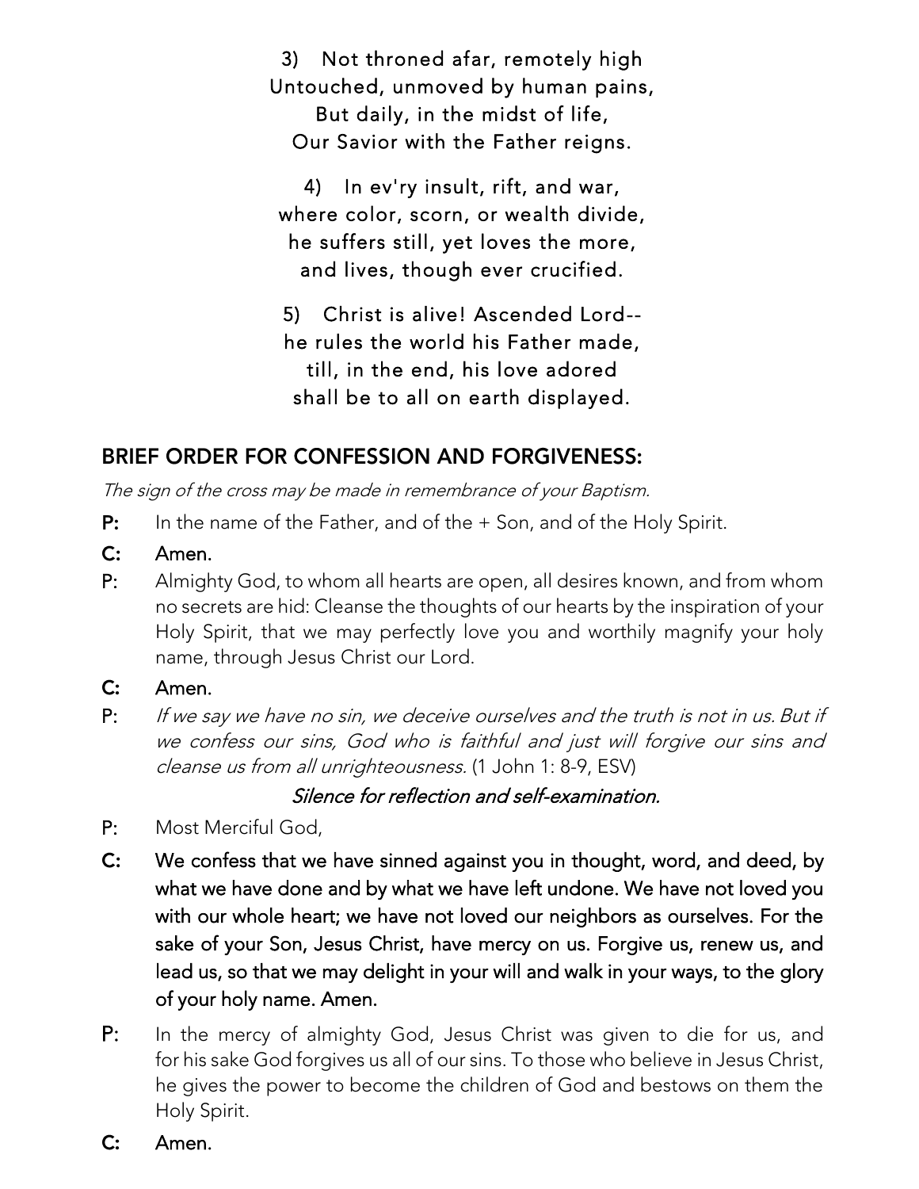3) Not throned afar, remotely high
Untouched, unmoved by human pains,
But daily, in the midst of life,
Our Savior with the Father reigns.

4) In ev'ry insult, rift, and war,
where color, scorn, or wealth divide,
he suffers still, yet loves the more,
and lives, though ever crucified.

5) Christ is alive! Ascended Lord--
he rules the world his Father made,
till, in the end, his love adored
shall be to all on earth displayed.

## BRIEF ORDER FOR CONFESSION AND FORGIVENESS:

*The sign of the cross may be made in remembrance of your Baptism.*

**P:** In the name of the Father, and of the + Son, and of the Holy Spirit.

**C: Amen.**

**P:** Almighty God, to whom all hearts are open, all desires known, and from whom no secrets are hid: Cleanse the thoughts of our hearts by the inspiration of your Holy Spirit, that we may perfectly love you and worthily magnify your holy name, through Jesus Christ our Lord.

**C: Amen.**

**P:** *If we say we have no sin, we deceive ourselves and the truth is not in us. But if we confess our sins, God who is faithful and just will forgive our sins and cleanse us from all unrighteousness.* (1 John 1: 8-9, ESV)

*Silence for reflection and self-examination.*

**P:** Most Merciful God,

**C: We confess that we have sinned against you in thought, word, and deed, by what we have done and by what we have left undone. We have not loved you with our whole heart; we have not loved our neighbors as ourselves. For the sake of your Son, Jesus Christ, have mercy on us. Forgive us, renew us, and lead us, so that we may delight in your will and walk in your ways, to the glory of your holy name. Amen.**

**P:** In the mercy of almighty God, Jesus Christ was given to die for us, and for his sake God forgives us all of our sins. To those who believe in Jesus Christ, he gives the power to become the children of God and bestows on them the Holy Spirit.

**C: Amen.**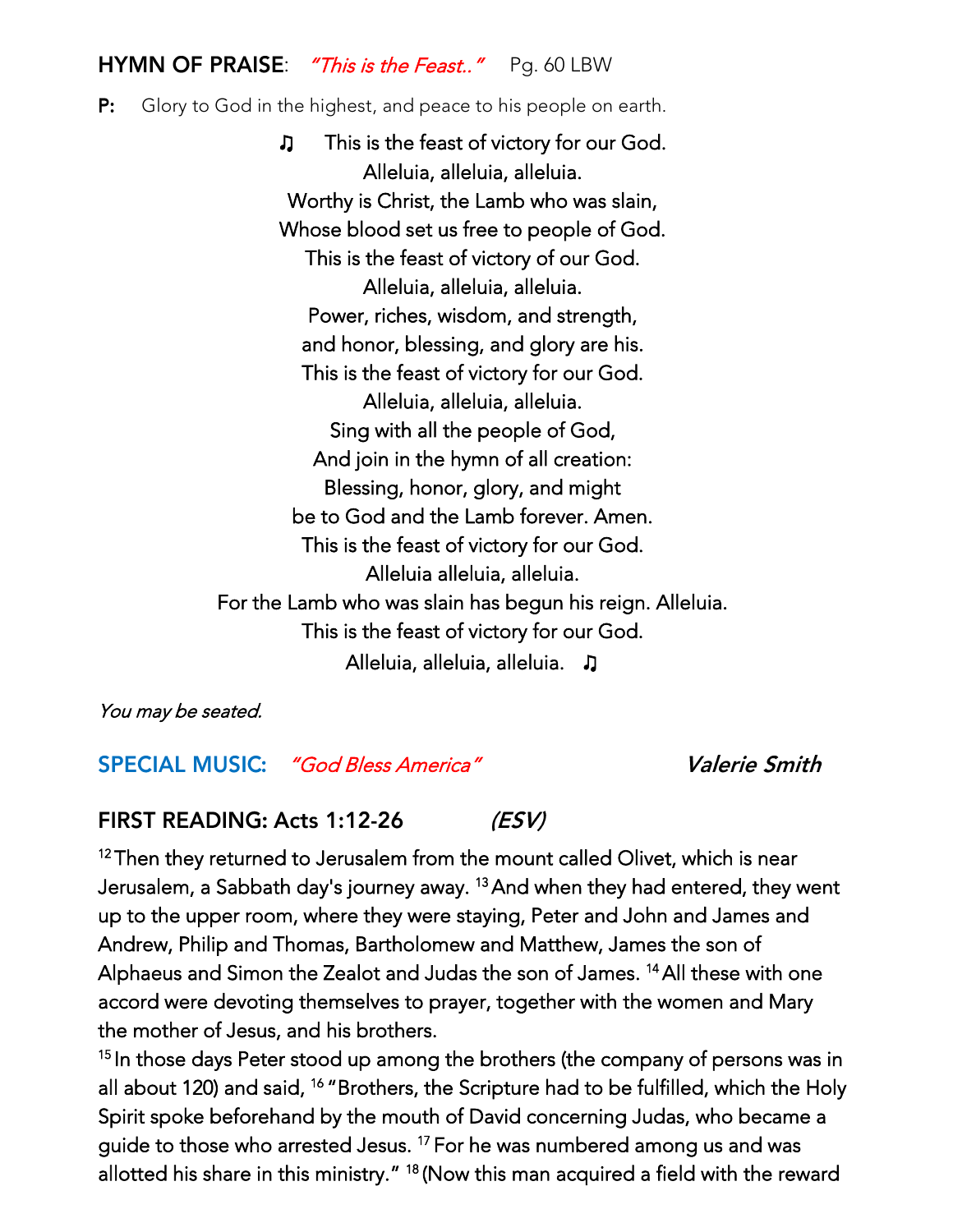## HYMN OF PRAISE: *"This is the Feast.."* Pg. 60 LBW

**P:** Glory to God in the highest, and peace to his people on earth.

♫ This is the feast of victory for our God.
Alleluia, alleluia, alleluia.
Worthy is Christ, the Lamb who was slain,
Whose blood set us free to people of God.
This is the feast of victory of our God.
Alleluia, alleluia, alleluia.
Power, riches, wisdom, and strength,
and honor, blessing, and glory are his.
This is the feast of victory for our God.
Alleluia, alleluia, alleluia.
Sing with all the people of God,
And join in the hymn of all creation:
Blessing, honor, glory, and might
be to God and the Lamb forever. Amen.
This is the feast of victory for our God.
Alleluia alleluia, alleluia.
For the Lamb who was slain has begun his reign. Alleluia.
This is the feast of victory for our God.
Alleluia, alleluia, alleluia. ♫

*You may be seated.*

## SPECIAL MUSIC: *"God Bless America"* ***Valerie Smith***

## FIRST READING: Acts 1:12-26 *(ESV)*

[12] Then they returned to Jerusalem from the mount called Olivet, which is near Jerusalem, a Sabbath day's journey away. [13] And when they had entered, they went up to the upper room, where they were staying, Peter and John and James and Andrew, Philip and Thomas, Bartholomew and Matthew, James the son of Alphaeus and Simon the Zealot and Judas the son of James. [14] All these with one accord were devoting themselves to prayer, together with the women and Mary the mother of Jesus, and his brothers.
[15] In those days Peter stood up among the brothers (the company of persons was in all about 120) and said, [16] "Brothers, the Scripture had to be fulfilled, which the Holy Spirit spoke beforehand by the mouth of David concerning Judas, who became a guide to those who arrested Jesus. [17] For he was numbered among us and was allotted his share in this ministry." [18] (Now this man acquired a field with the reward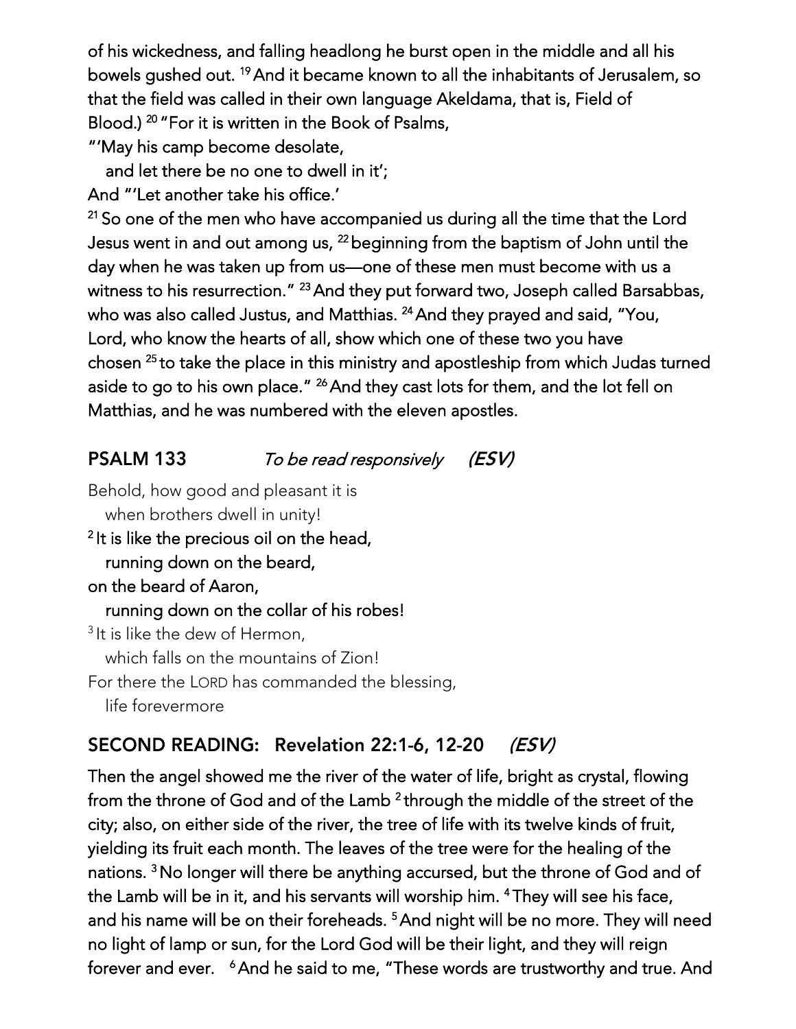of his wickedness, and falling headlong he burst open in the middle and all his bowels gushed out. [19] And it became known to all the inhabitants of Jerusalem, so that the field was called in their own language Akeldama, that is, Field of Blood.) [20] "For it is written in the Book of Psalms,

"'May his camp become desolate,
   and let there be no one to dwell in it';
And "'Let another take his office.'

[21] So one of the men who have accompanied us during all the time that the Lord Jesus went in and out among us, [22] beginning from the baptism of John until the day when he was taken up from us—one of these men must become with us a witness to his resurrection." [23] And they put forward two, Joseph called Barsabbas, who was also called Justus, and Matthias. [24] And they prayed and said, "You, Lord, who know the hearts of all, show which one of these two you have chosen [25] to take the place in this ministry and apostleship from which Judas turned aside to go to his own place." [26] And they cast lots for them, and the lot fell on Matthias, and he was numbered with the eleven apostles.

## PSALM 133 *To be read responsively* *(ESV)*

Behold, how good and pleasant it is
   when brothers dwell in unity!

**[2] It is like the precious oil on the head,**
   **running down on the beard,**
**on the beard of Aaron,**
   **running down on the collar of his robes!**

[3] It is like the dew of Hermon,
   which falls on the mountains of Zion!
For there the LORD has commanded the blessing,
   life forevermore

## SECOND READING: Revelation 22:1-6, 12-20 *(ESV)*

Then the angel showed me the river of the water of life, bright as crystal, flowing from the throne of God and of the Lamb [2] through the middle of the street of the city; also, on either side of the river, the tree of life with its twelve kinds of fruit, yielding its fruit each month. The leaves of the tree were for the healing of the nations. [3] No longer will there be anything accursed, but the throne of God and of the Lamb will be in it, and his servants will worship him. [4] They will see his face, and his name will be on their foreheads. [5] And night will be no more. They will need no light of lamp or sun, for the Lord God will be their light, and they will reign forever and ever. [6] And he said to me, "These words are trustworthy and true. And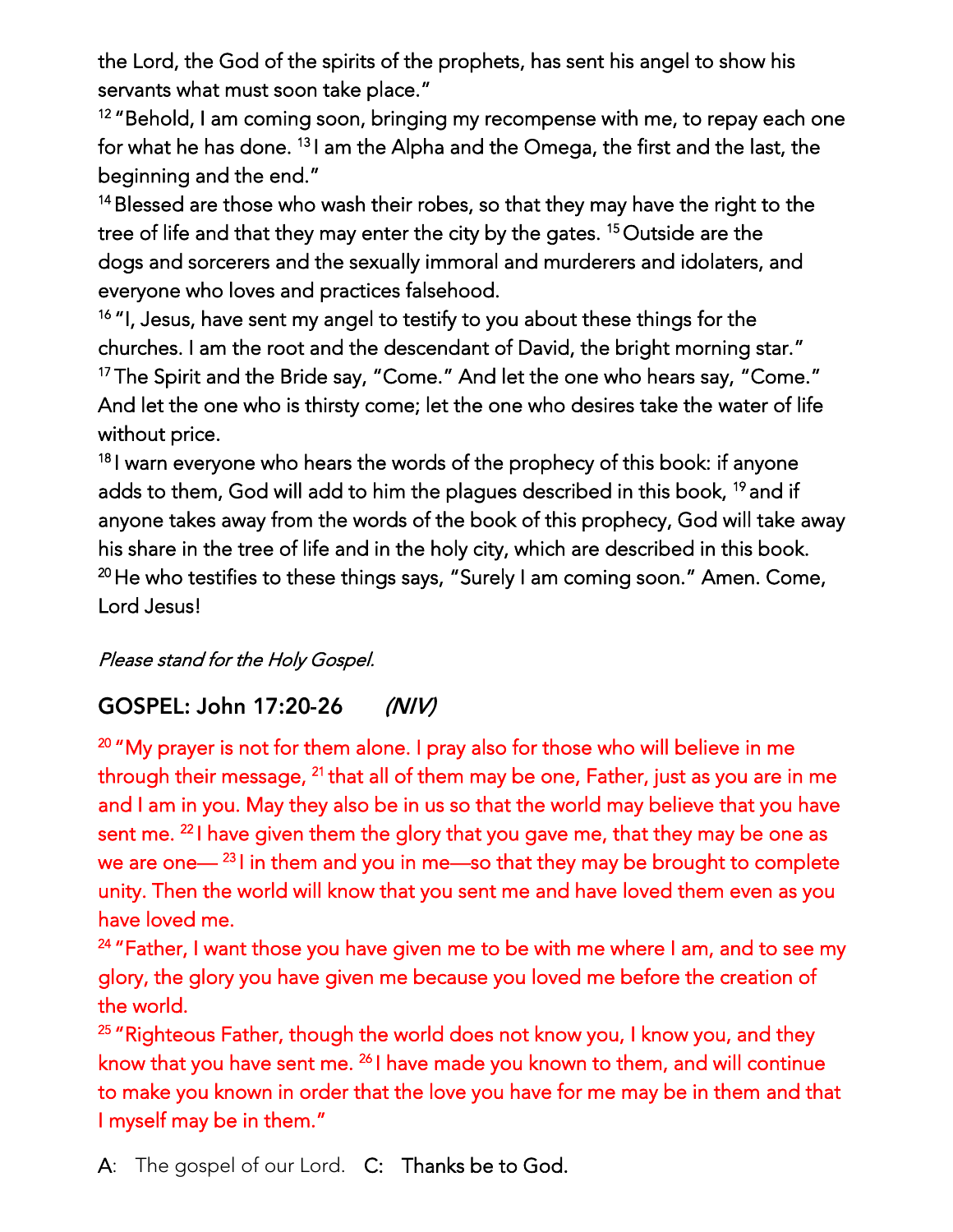the Lord, the God of the spirits of the prophets, has sent his angel to show his servants what must soon take place."

[12] "Behold, I am coming soon, bringing my recompense with me, to repay each one for what he has done. [13] I am the Alpha and the Omega, the first and the last, the beginning and the end."

[14] Blessed are those who wash their robes, so that they may have the right to the tree of life and that they may enter the city by the gates. [15] Outside are the dogs and sorcerers and the sexually immoral and murderers and idolaters, and everyone who loves and practices falsehood.

[16] "I, Jesus, have sent my angel to testify to you about these things for the churches. I am the root and the descendant of David, the bright morning star."

[17] The Spirit and the Bride say, "Come." And let the one who hears say, "Come." And let the one who is thirsty come; let the one who desires take the water of life without price.

[18] I warn everyone who hears the words of the prophecy of this book: if anyone adds to them, God will add to him the plagues described in this book, [19] and if anyone takes away from the words of the book of this prophecy, God will take away his share in the tree of life and in the holy city, which are described in this book.

[20] He who testifies to these things says, "Surely I am coming soon." Amen. Come, Lord Jesus!

*Please stand for the Holy Gospel.*

## GOSPEL: John 17:20-26 *(NIV)*

[20] "My prayer is not for them alone. I pray also for those who will believe in me through their message, [21] that all of them may be one, Father, just as you are in me and I am in you. May they also be in us so that the world may believe that you have sent me. [22] I have given them the glory that you gave me, that they may be one as we are one— [23] I in them and you in me—so that they may be brought to complete unity. Then the world will know that you sent me and have loved them even as you have loved me.

[24] "Father, I want those you have given me to be with me where I am, and to see my glory, the glory you have given me because you loved me before the creation of the world.

[25] "Righteous Father, though the world does not know you, I know you, and they know that you have sent me. [26] I have made you known to them, and will continue to make you known in order that the love you have for me may be in them and that I myself may be in them."

A: The gospel of our Lord. **C: Thanks be to God.**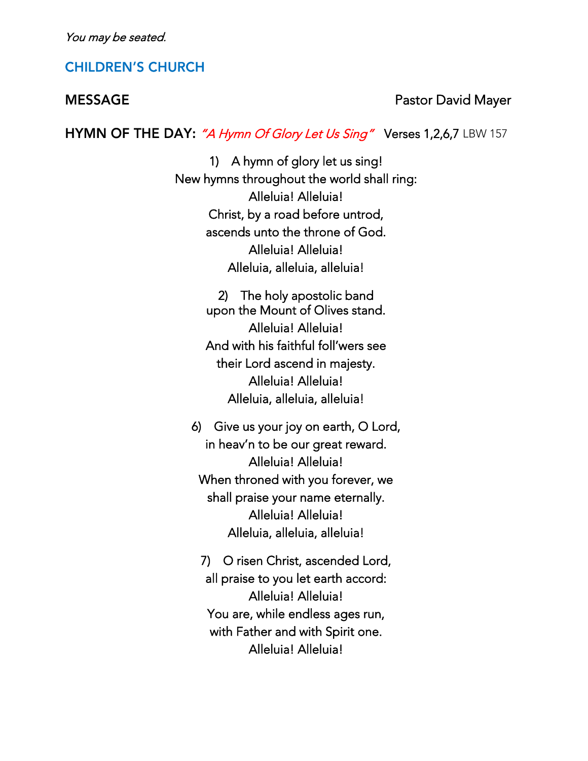*You may be seated.*

## CHILDREN'S CHURCH

**MESSAGE** Pastor David Mayer

**HYMN OF THE DAY:** *"A Hymn Of Glory Let Us Sing"* Verses 1,2,6,7 LBW 157

1) A hymn of glory let us sing!
New hymns throughout the world shall ring:
Alleluia! Alleluia!
Christ, by a road before untrod,
ascends unto the throne of God.
Alleluia! Alleluia!
Alleluia, alleluia, alleluia!

2) The holy apostolic band
upon the Mount of Olives stand.
Alleluia! Alleluia!
And with his faithful foll'wers see
their Lord ascend in majesty.
Alleluia! Alleluia!
Alleluia, alleluia, alleluia!

6) Give us your joy on earth, O Lord,
in heav'n to be our great reward.
Alleluia! Alleluia!
When throned with you forever, we
shall praise your name eternally.
Alleluia! Alleluia!
Alleluia, alleluia, alleluia!

7) O risen Christ, ascended Lord,
all praise to you let earth accord:
Alleluia! Alleluia!
You are, while endless ages run,
with Father and with Spirit one.
Alleluia! Alleluia!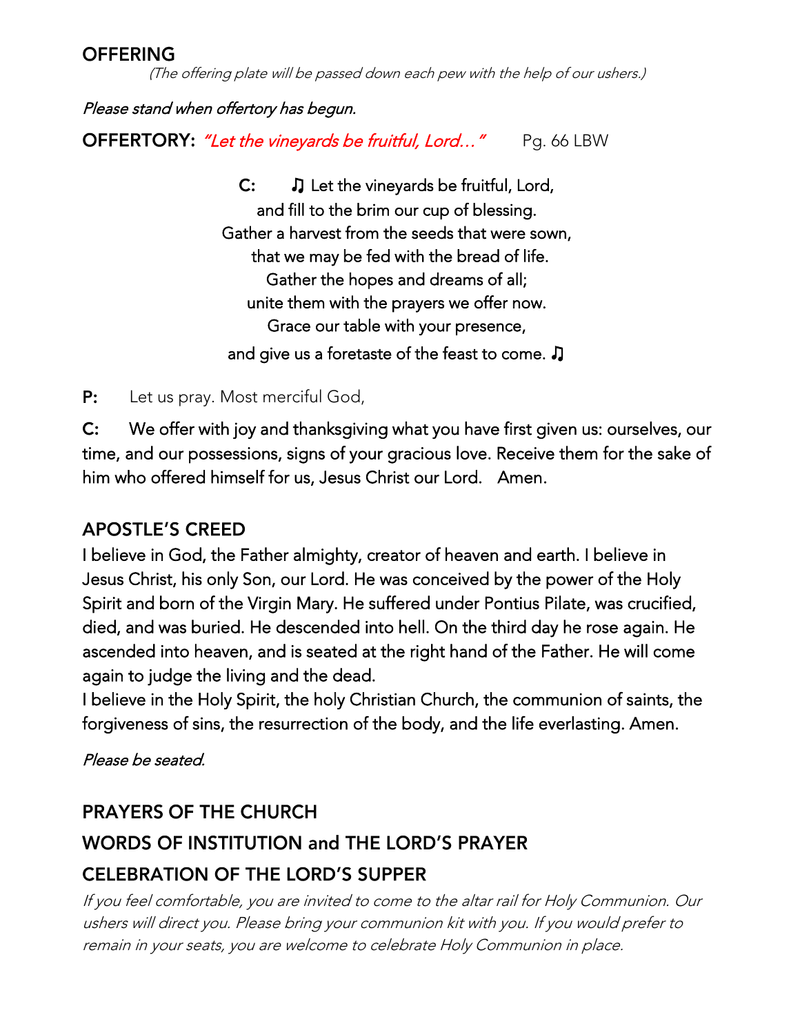## OFFERING

*(The offering plate will be passed down each pew with the help of our ushers.)*

*Please stand when offertory has begun.*

**OFFERTORY:** *"Let the vineyards be fruitful, Lord…"* Pg. 66 LBW

**C:** ♫ Let the vineyards be fruitful, Lord,
and fill to the brim our cup of blessing.
Gather a harvest from the seeds that were sown,
that we may be fed with the bread of life.
Gather the hopes and dreams of all;
unite them with the prayers we offer now.
Grace our table with your presence,
and give us a foretaste of the feast to come. ♫

**P:** Let us pray. Most merciful God,

**C:** We offer with joy and thanksgiving what you have first given us: ourselves, our time, and our possessions, signs of your gracious love. Receive them for the sake of him who offered himself for us, Jesus Christ our Lord. Amen.

## APOSTLE'S CREED

I believe in God, the Father almighty, creator of heaven and earth. I believe in Jesus Christ, his only Son, our Lord. He was conceived by the power of the Holy Spirit and born of the Virgin Mary. He suffered under Pontius Pilate, was crucified, died, and was buried. He descended into hell. On the third day he rose again. He ascended into heaven, and is seated at the right hand of the Father. He will come again to judge the living and the dead.
I believe in the Holy Spirit, the holy Christian Church, the communion of saints, the forgiveness of sins, the resurrection of the body, and the life everlasting. Amen.

*Please be seated.*

## PRAYERS OF THE CHURCH

## WORDS OF INSTITUTION and THE LORD'S PRAYER

## CELEBRATION OF THE LORD'S SUPPER

*If you feel comfortable, you are invited to come to the altar rail for Holy Communion. Our ushers will direct you. Please bring your communion kit with you. If you would prefer to remain in your seats, you are welcome to celebrate Holy Communion in place.*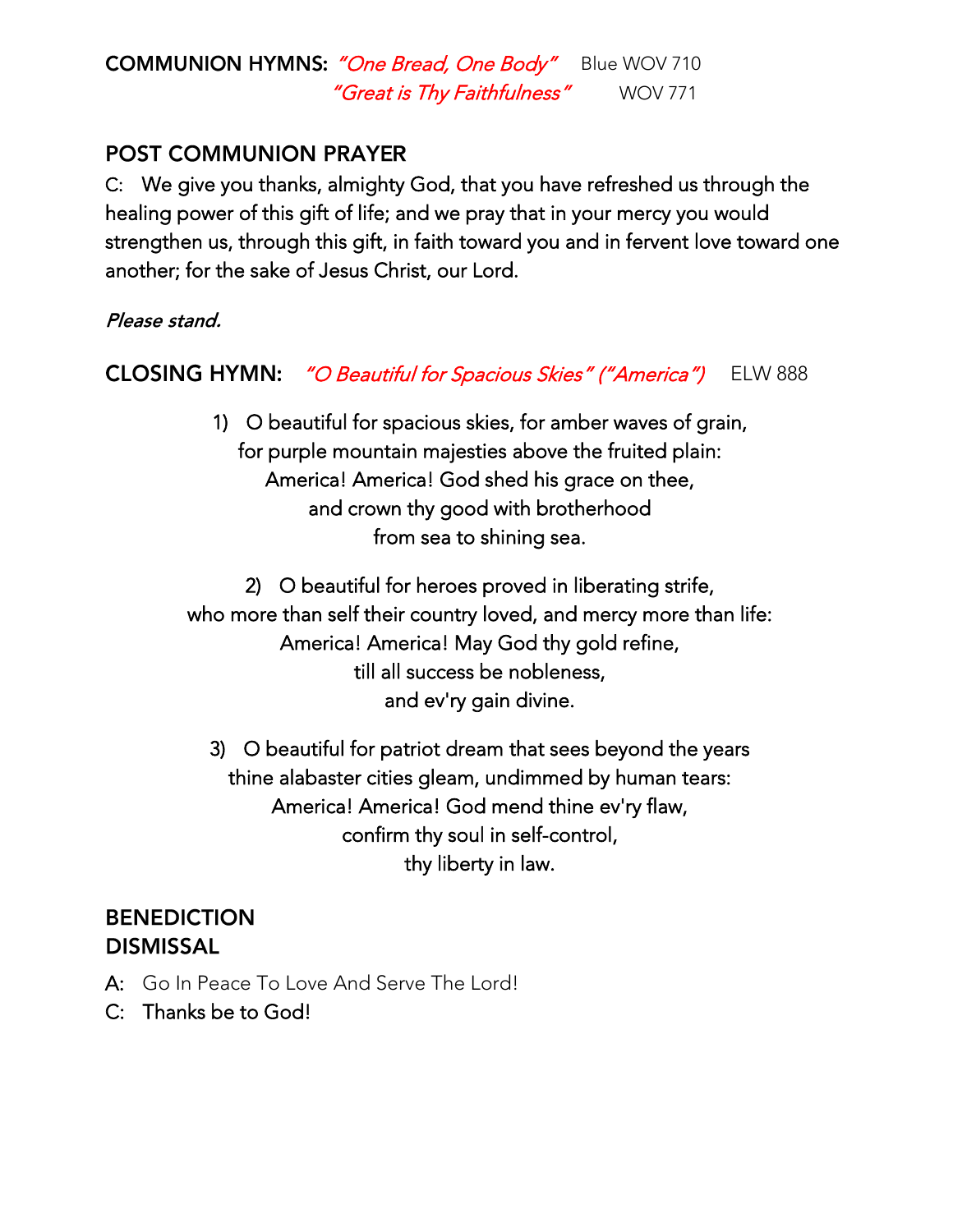**COMMUNION HYMNS:** *"One Bread, One Body"* Blue WOV 710
*"Great is Thy Faithfulness"* WOV 771

## POST COMMUNION PRAYER

C: We give you thanks, almighty God, that you have refreshed us through the healing power of this gift of life; and we pray that in your mercy you would strengthen us, through this gift, in faith toward you and in fervent love toward one another; for the sake of Jesus Christ, our Lord.

*Please stand.*

## CLOSING HYMN: *"O Beautiful for Spacious Skies" ("America")* ELW 888

1) O beautiful for spacious skies, for amber waves of grain,
for purple mountain majesties above the fruited plain:
America! America! God shed his grace on thee,
and crown thy good with brotherhood
from sea to shining sea.

2) O beautiful for heroes proved in liberating strife,
who more than self their country loved, and mercy more than life:
America! America! May God thy gold refine,
till all success be nobleness,
and ev'ry gain divine.

3) O beautiful for patriot dream that sees beyond the years
thine alabaster cities gleam, undimmed by human tears:
America! America! God mend thine ev'ry flaw,
confirm thy soul in self-control,
thy liberty in law.

## BENEDICTION
## DISMISSAL

A: Go In Peace To Love And Serve The Lord!
C: Thanks be to God!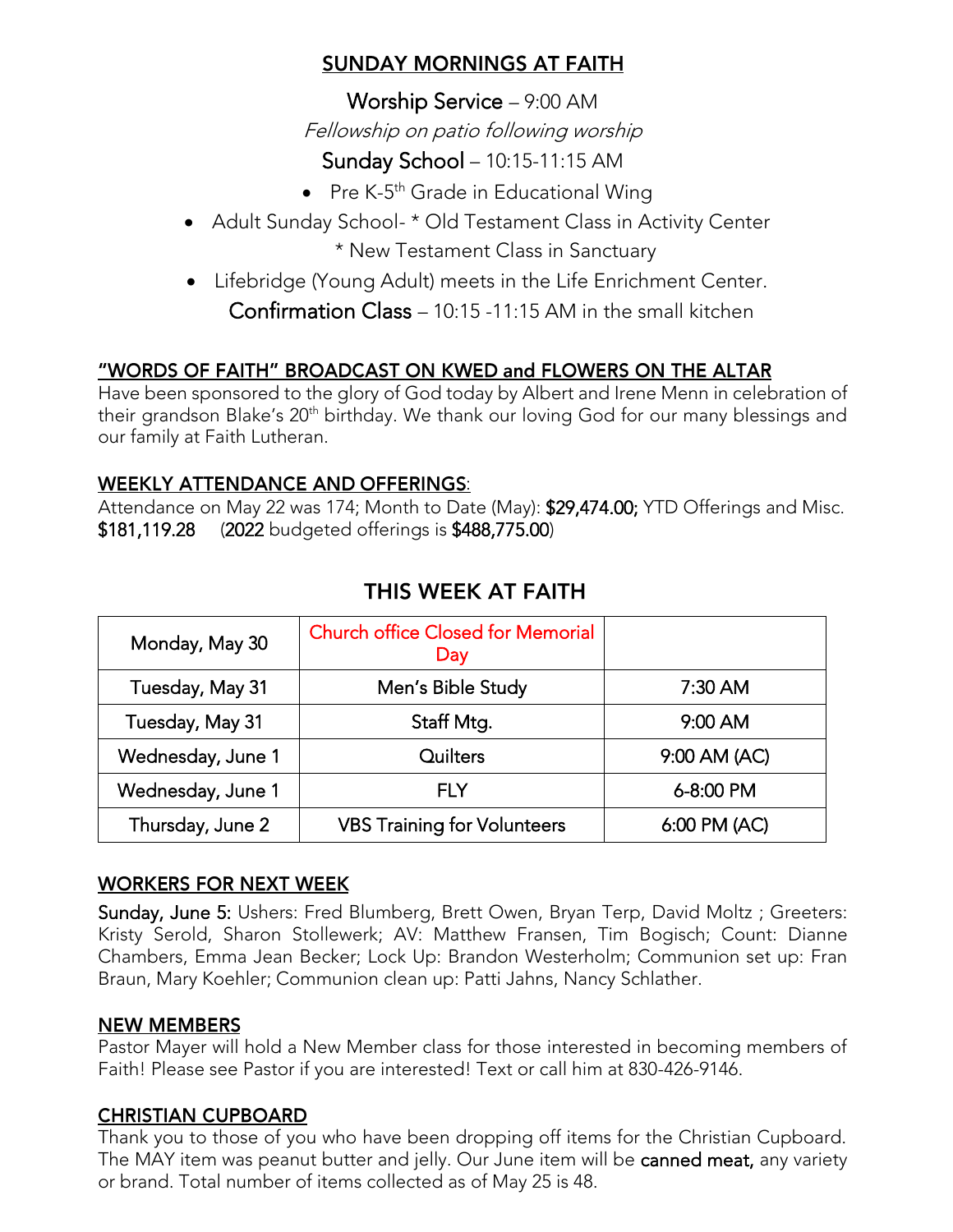## SUNDAY MORNINGS AT FAITH

Worship Service – 9:00 AM

*Fellowship on patio following worship*

Sunday School – 10:15-11:15 AM

- Pre K-5th Grade in Educational Wing
- Adult Sunday School- * Old Testament Class in Activity Center
  * New Testament Class in Sanctuary
- Lifebridge (Young Adult) meets in the Life Enrichment Center.

Confirmation Class – 10:15 -11:15 AM in the small kitchen

## "WORDS OF FAITH" BROADCAST ON KWED and FLOWERS ON THE ALTAR

Have been sponsored to the glory of God today by Albert and Irene Menn in celebration of their grandson Blake's 20th birthday. We thank our loving God for our many blessings and our family at Faith Lutheran.

## WEEKLY ATTENDANCE AND OFFERINGS:

Attendance on May 22 was 174; Month to Date (May): $29,474.00; YTD Offerings and Misc. $181,119.28 (2022 budgeted offerings is $488,775.00)

## THIS WEEK AT FAITH

| Monday, May 30 | Church office Closed for Memorial Day | |
|---|---|---|
| Tuesday, May 31 | Men's Bible Study | 7:30 AM |
| Tuesday, May 31 | Staff Mtg. | 9:00 AM |
| Wednesday, June 1 | Quilters | 9:00 AM (AC) |
| Wednesday, June 1 | FLY | 6-8:00 PM |
| Thursday, June 2 | VBS Training for Volunteers | 6:00 PM (AC) |

## WORKERS FOR NEXT WEEK

**Sunday, June 5:** Ushers: Fred Blumberg, Brett Owen, Bryan Terp, David Moltz ; Greeters: Kristy Serold, Sharon Stollewerk; AV: Matthew Fransen, Tim Bogisch; Count: Dianne Chambers, Emma Jean Becker; Lock Up: Brandon Westerholm; Communion set up: Fran Braun, Mary Koehler; Communion clean up: Patti Jahns, Nancy Schlather.

## NEW MEMBERS

Pastor Mayer will hold a New Member class for those interested in becoming members of Faith! Please see Pastor if you are interested! Text or call him at 830-426-9146.

## CHRISTIAN CUPBOARD

Thank you to those of you who have been dropping off items for the Christian Cupboard. The MAY item was peanut butter and jelly. Our June item will be **canned meat,** any variety or brand. Total number of items collected as of May 25 is 48.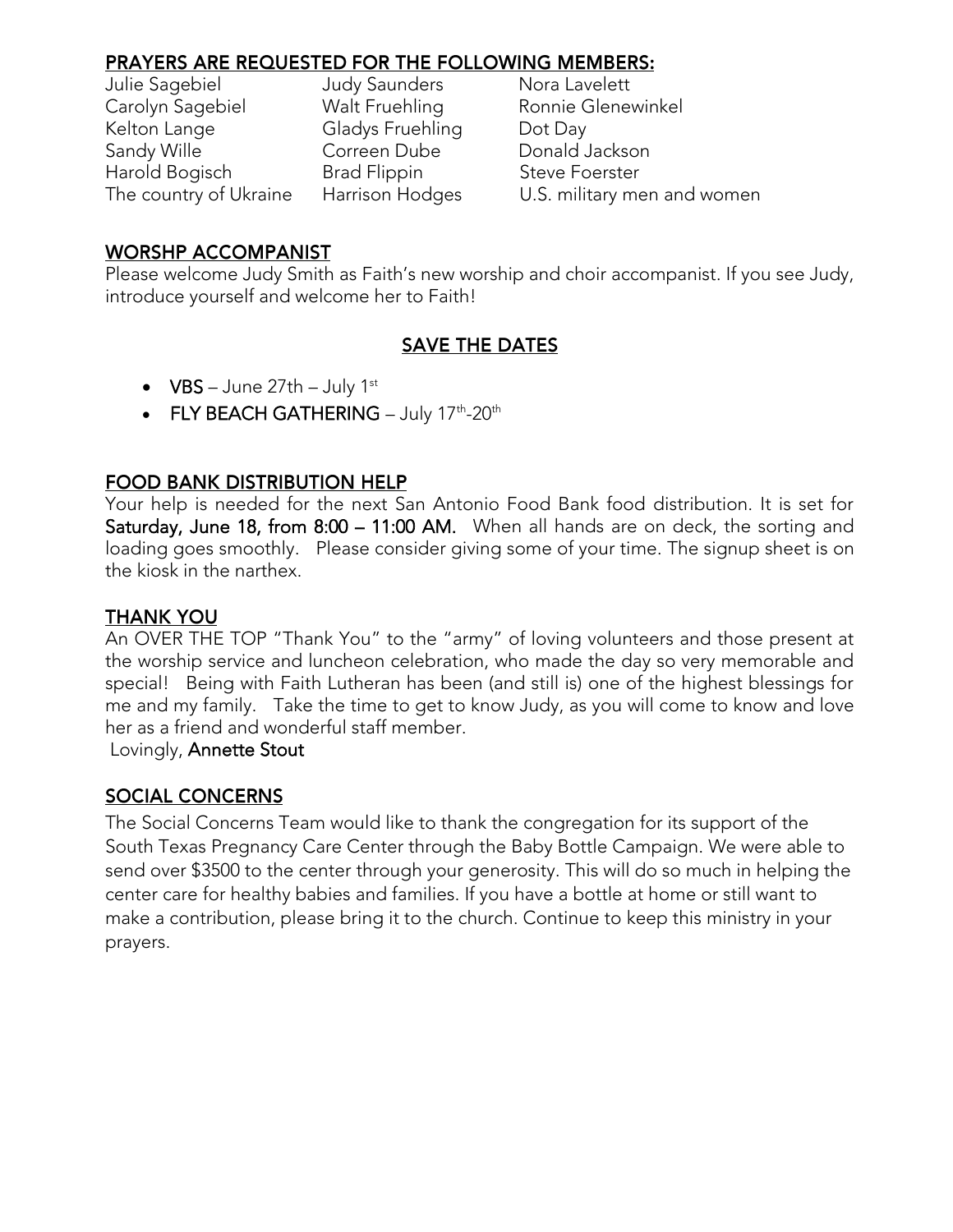## PRAYERS ARE REQUESTED FOR THE FOLLOWING MEMBERS:

| | | |
|---|---|---|
| Julie Sagebiel | Judy Saunders | Nora Lavelett |
| Carolyn Sagebiel | Walt Fruehling | Ronnie Glenewinkel |
| Kelton Lange | Gladys Fruehling | Dot Day |
| Sandy Wille | Correen Dube | Donald Jackson |
| Harold Bogisch | Brad Flippin | Steve Foerster |
| The country of Ukraine | Harrison Hodges | U.S. military men and women |

## WORSHP ACCOMPANIST

Please welcome Judy Smith as Faith's new worship and choir accompanist. If you see Judy, introduce yourself and welcome her to Faith!

## SAVE THE DATES

- **VBS** – June 27th – July 1st
- **FLY BEACH GATHERING** – July 17th-20th

## FOOD BANK DISTRIBUTION HELP

Your help is needed for the next San Antonio Food Bank food distribution. It is set for **Saturday, June 18, from 8:00 – 11:00 AM.** When all hands are on deck, the sorting and loading goes smoothly. Please consider giving some of your time. The signup sheet is on the kiosk in the narthex.

## THANK YOU

An OVER THE TOP "Thank You" to the "army" of loving volunteers and those present at the worship service and luncheon celebration, who made the day so very memorable and special! Being with Faith Lutheran has been (and still is) one of the highest blessings for me and my family. Take the time to get to know Judy, as you will come to know and love her as a friend and wonderful staff member.

Lovingly, **Annette Stout**

## SOCIAL CONCERNS

The Social Concerns Team would like to thank the congregation for its support of the South Texas Pregnancy Care Center through the Baby Bottle Campaign. We were able to send over $3500 to the center through your generosity. This will do so much in helping the center care for healthy babies and families. If you have a bottle at home or still want to make a contribution, please bring it to the church. Continue to keep this ministry in your prayers.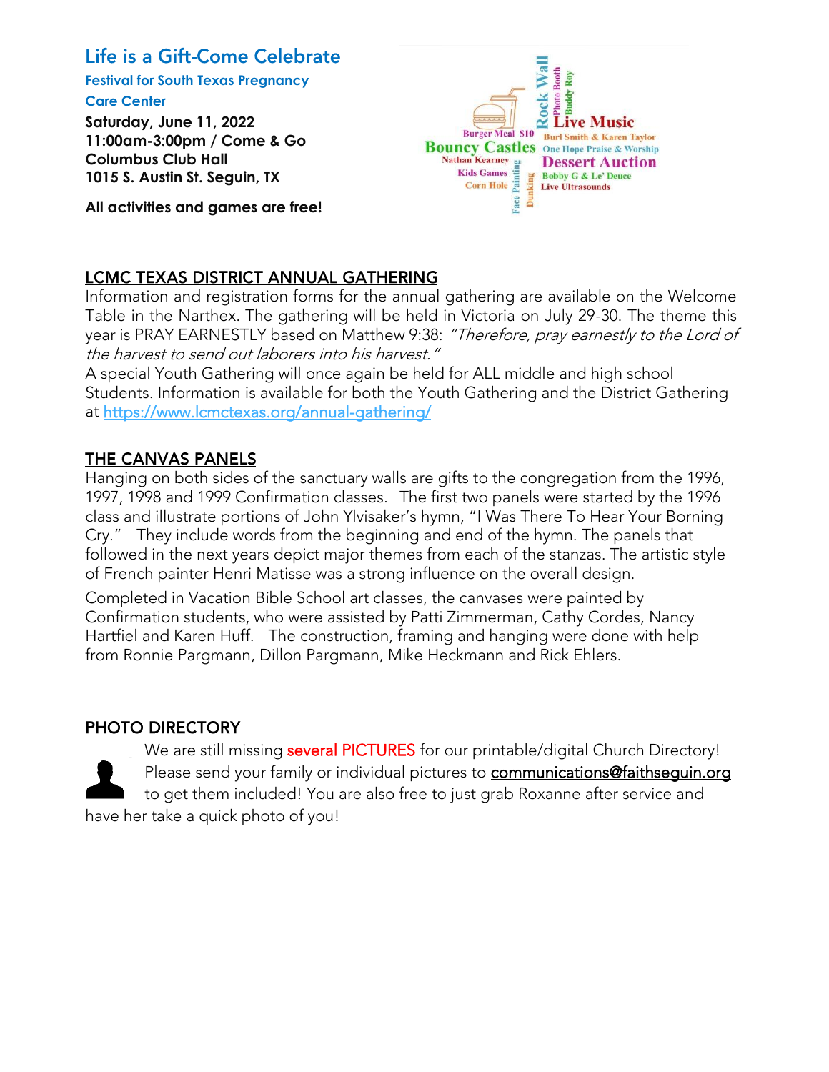## Life is a Gift-Come Celebrate

**Festival for South Texas Pregnancy Care Center**

**Saturday, June 11, 2022**
**11:00am-3:00pm / Come & Go**
**Columbus Club Hall**
**1015 S. Austin St. Seguin, TX**

**All activities and games are free!**

Rock Wall · Photo Booth · Buddy Roy · Live Music · Burger Meal $10 · Burl Smith & Karen Taylor · Bouncy Castles · One Hope Praise & Worship · Nathan Kearney · Dessert Auction · Kids Games · Bobby G & Le' Deuce · Corn Hole · Live Ultrasounds · Face Painting · Dunking

## LCMC TEXAS DISTRICT ANNUAL GATHERING

Information and registration forms for the annual gathering are available on the Welcome Table in the Narthex. The gathering will be held in Victoria on July 29-30. The theme this year is PRAY EARNESTLY based on Matthew 9:38: *"Therefore, pray earnestly to the Lord of the harvest to send out laborers into his harvest."*

A special Youth Gathering will once again be held for ALL middle and high school Students. Information is available for both the Youth Gathering and the District Gathering at https://www.lcmctexas.org/annual-gathering/

## THE CANVAS PANELS

Hanging on both sides of the sanctuary walls are gifts to the congregation from the 1996, 1997, 1998 and 1999 Confirmation classes. The first two panels were started by the 1996 class and illustrate portions of John Ylvisaker's hymn, "I Was There To Hear Your Borning Cry." They include words from the beginning and end of the hymn. The panels that followed in the next years depict major themes from each of the stanzas. The artistic style of French painter Henri Matisse was a strong influence on the overall design.

Completed in Vacation Bible School art classes, the canvases were painted by Confirmation students, who were assisted by Patti Zimmerman, Cathy Cordes, Nancy Hartfiel and Karen Huff. The construction, framing and hanging were done with help from Ronnie Pargmann, Dillon Pargmann, Mike Heckmann and Rick Ehlers.

## PHOTO DIRECTORY

We are still missing several PICTURES for our printable/digital Church Directory! Please send your family or individual pictures to communications@faithseguin.org to get them included! You are also free to just grab Roxanne after service and have her take a quick photo of you!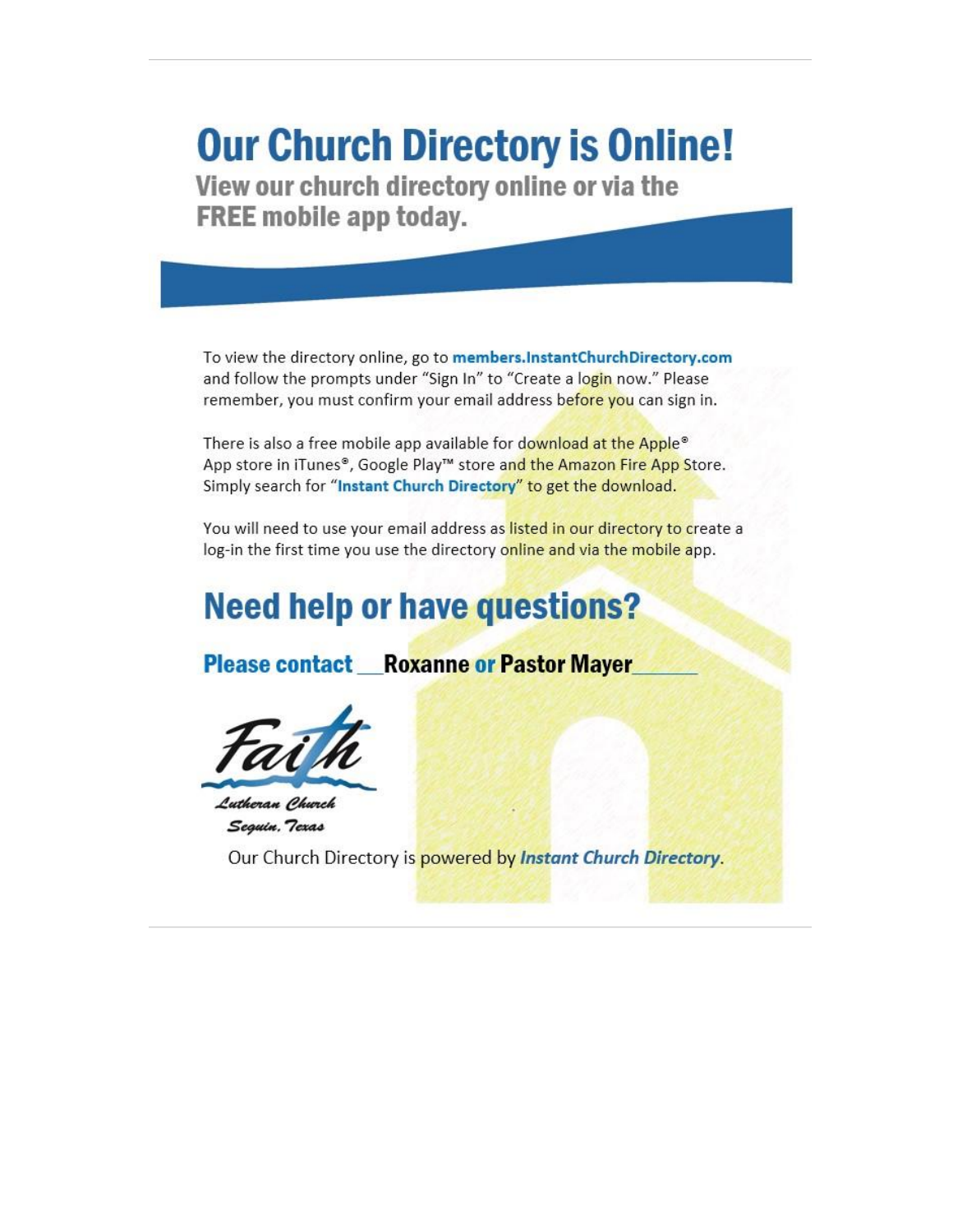# Our Church Directory is Online!

**View our church directory online or via the FREE mobile app today.**

To view the directory online, go to **members.InstantChurchDirectory.com** and follow the prompts under "Sign In" to "Create a login now." Please remember, you must confirm your email address before you can sign in.

There is also a free mobile app available for download at the Apple® App store in iTunes®, Google Play™ store and the Amazon Fire App Store. Simply search for "**Instant Church Directory**" to get the download.

You will need to use your email address as listed in our directory to create a log-in the first time you use the directory online and via the mobile app.

## Need help or have questions?

**Please contact __Roxanne or Pastor Mayer_____**

Faith
Lutheran Church
Seguin, Texas

Our Church Directory is powered by ***Instant Church Directory***.